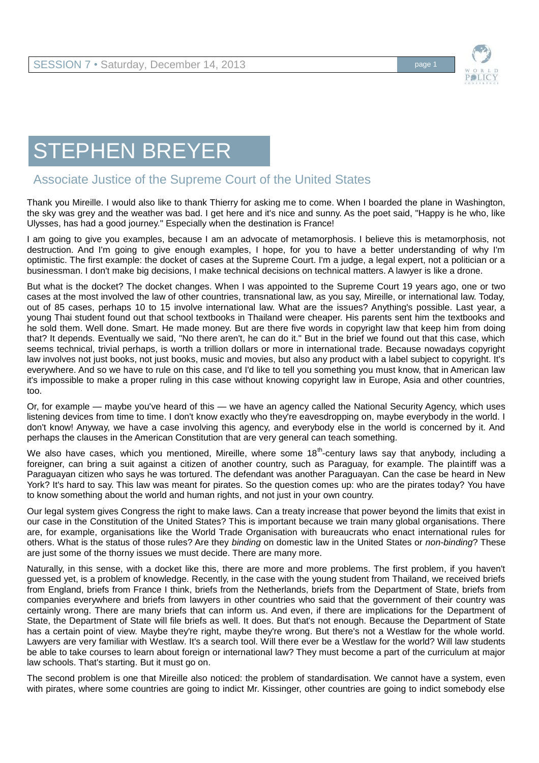# STEPHEN BREYER

## Associate Justice of the Supreme Court of the United States

Thank you Mireille. I would also like to thank Thierry for asking me to come. When I boarded the plane in Washington, the sky was grey and the weather was bad. I get here and it's nice and sunny. As the poet said, "Happy is he who, like Ulysses, has had a good journey." Especially when the destination is France!

I am going to give you examples, because I am an advocate of metamorphosis. I believe this is metamorphosis, not destruction. And I'm going to give enough examples, I hope, for you to have a better understanding of why I'm optimistic. The first example: the docket of cases at the Supreme Court. I'm a judge, a legal expert, not a politician or a businessman. I don't make big decisions, I make technical decisions on technical matters. A lawyer is like a drone.

But what is the docket? The docket changes. When I was appointed to the Supreme Court 19 years ago, one or two cases at the most involved the law of other countries, transnational law, as you say, Mireille, or international law. Today, out of 85 cases, perhaps 10 to 15 involve international law. What are the issues? Anything's possible. Last year, a young Thai student found out that school textbooks in Thailand were cheaper. His parents sent him the textbooks and he sold them. Well done. Smart. He made money. But are there five words in copyright law that keep him from doing that? It depends. Eventually we said, "No there aren't, he can do it." But in the brief we found out that this case, which seems technical, trivial perhaps, is worth a trillion dollars or more in international trade. Because nowadays copyright law involves not just books, not just books, music and movies, but also any product with a label subject to copyright. It's everywhere. And so we have to rule on this case, and I'd like to tell you something you must know, that in American law it's impossible to make a proper ruling in this case without knowing copyright law in Europe, Asia and other countries, too.

Or, for example — maybe you've heard of this — we have an agency called the National Security Agency, which uses listening devices from time to time. I don't know exactly who they're eavesdropping on, maybe everybody in the world. I don't know! Anyway, we have a case involving this agency, and everybody else in the world is concerned by it. And perhaps the clauses in the American Constitution that are very general can teach something.

We also have cases, which you mentioned, Mireille, where some 18th-century laws say that anybody, including a foreigner, can bring a suit against a citizen of another country, such as Paraguay, for example. The plaintiff was a Paraguayan citizen who says he was tortured. The defendant was another Paraguayan. Can the case be heard in New York? It's hard to say. This law was meant for pirates. So the question comes up: who are the pirates today? You have to know something about the world and human rights, and not just in your own country.

Our legal system gives Congress the right to make laws. Can a treaty increase that power beyond the limits that exist in our case in the Constitution of the United States? This is important because we train many global organisations. There are, for example, organisations like the World Trade Organisation with bureaucrats who enact international rules for others. What is the status of those rules? Are they *binding* on domestic law in the United States or *non-binding*? These are just some of the thorny issues we must decide. There are many more.

Naturally, in this sense, with a docket like this, there are more and more problems. The first problem, if you haven't guessed yet, is a problem of knowledge. Recently, in the case with the young student from Thailand, we received briefs from England, briefs from France I think, briefs from the Netherlands, briefs from the Department of State, briefs from companies everywhere and briefs from lawyers in other countries who said that the government of their country was certainly wrong. There are many briefs that can inform us. And even, if there are implications for the Department of State, the Department of State will file briefs as well. It does. But that's not enough. Because the Department of State has a certain point of view. Maybe they're right, maybe they're wrong. But there's not a Westlaw for the whole world. Lawyers are very familiar with Westlaw. It's a search tool. Will there ever be a Westlaw for the world? Will law students be able to take courses to learn about foreign or international law? They must become a part of the curriculum at major law schools. That's starting. But it must go on.

The second problem is one that Mireille also noticed: the problem of standardisation. We cannot have a system, even with pirates, where some countries are going to indict Mr. Kissinger, other countries are going to indict somebody else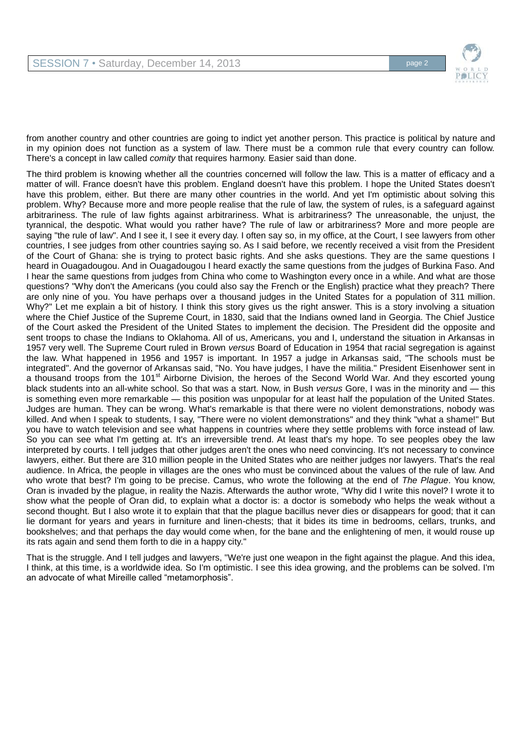from another country and other countries are going to indict yet another person. This practice is political by nature and in my opinion does not function as a system of law. There must be a common rule that every country can follow. There's a concept in law called *comity* that requires harmony. Easier said than done.

The third problem is knowing whether all the countries concerned will follow the law. This is a matter of efficacy and a matter of will. France doesn't have this problem. England doesn't have this problem. I hope the United States doesn't have this problem, either. But there are many other countries in the world. And yet I'm optimistic about solving this problem. Why? Because more and more people realise that the rule of law, the system of rules, is a safeguard against arbitrariness. The rule of law fights against arbitrariness. What is arbitrariness? The unreasonable, the unjust, the tyrannical, the despotic. What would you rather have? The rule of law or arbitrariness? More and more people are saying "the rule of law". And I see it, I see it every day. I often say so, in my office, at the Court, I see lawyers from other countries, I see judges from other countries saying so. As I said before, we recently received a visit from the President of the Court of Ghana: she is trying to protect basic rights. And she asks questions. They are the same questions I heard in Ouagadougou. And in Ouagadougou I heard exactly the same questions from the judges of Burkina Faso. And I hear the same questions from judges from China who come to Washington every once in a while. And what are those questions? "Why don't the Americans (you could also say the French or the English) practice what they preach? There are only nine of you. You have perhaps over a thousand judges in the United States for a population of 311 million. Why?" Let me explain a bit of history. I think this story gives us the right answer. This is a story involving a situation where the Chief Justice of the Supreme Court, in 1830, said that the Indians owned land in Georgia. The Chief Justice of the Court asked the President of the United States to implement the decision. The President did the opposite and sent troops to chase the Indians to Oklahoma. All of us, Americans, you and I, understand the situation in Arkansas in 1957 very well. The Supreme Court ruled in Brown *versus* Board of Education in 1954 that racial segregation is against the law. What happened in 1956 and 1957 is important. In 1957 a judge in Arkansas said, "The schools must be integrated". And the governor of Arkansas said, "No. You have judges, I have the militia." President Eisenhower sent in a thousand troops from the 101st Airborne Division, the heroes of the Second World War. And they escorted young black students into an all-white school. So that was a start. Now, in Bush *versus* Gore, I was in the minority and — this is something even more remarkable — this position was unpopular for at least half the population of the United States. Judges are human. They can be wrong. What's remarkable is that there were no violent demonstrations, nobody was killed. And when I speak to students, I say, "There were no violent demonstrations" and they think "what a shame!" But you have to watch television and see what happens in countries where they settle problems with force instead of law. So you can see what I'm getting at. It's an irreversible trend. At least that's my hope. To see peoples obey the law interpreted by courts. I tell judges that other judges aren't the ones who need convincing. It's not necessary to convince lawyers, either. But there are 310 million people in the United States who are neither judges nor lawyers. That's the real audience. In Africa, the people in villages are the ones who must be convinced about the values of the rule of law. And who wrote that best? I'm going to be precise. Camus, who wrote the following at the end of *The Plague*. You know, Oran is invaded by the plague, in reality the Nazis. Afterwards the author wrote, "Why did I write this novel? I wrote it to show what the people of Oran did, to explain what a doctor is: a doctor is somebody who helps the weak without a second thought. But I also wrote it to explain that that the plague bacillus never dies or disappears for good; that it can lie dormant for years and years in furniture and linen-chests; that it bides its time in bedrooms, cellars, trunks, and bookshelves; and that perhaps the day would come when, for the bane and the enlightening of men, it would rouse up its rats again and send them forth to die in a happy city."

That is the struggle. And I tell judges and lawyers, "We're just one weapon in the fight against the plague. And this idea, I think, at this time, is a worldwide idea. So I'm optimistic. I see this idea growing, and the problems can be solved. I'm an advocate of what Mireille called "metamorphosis".